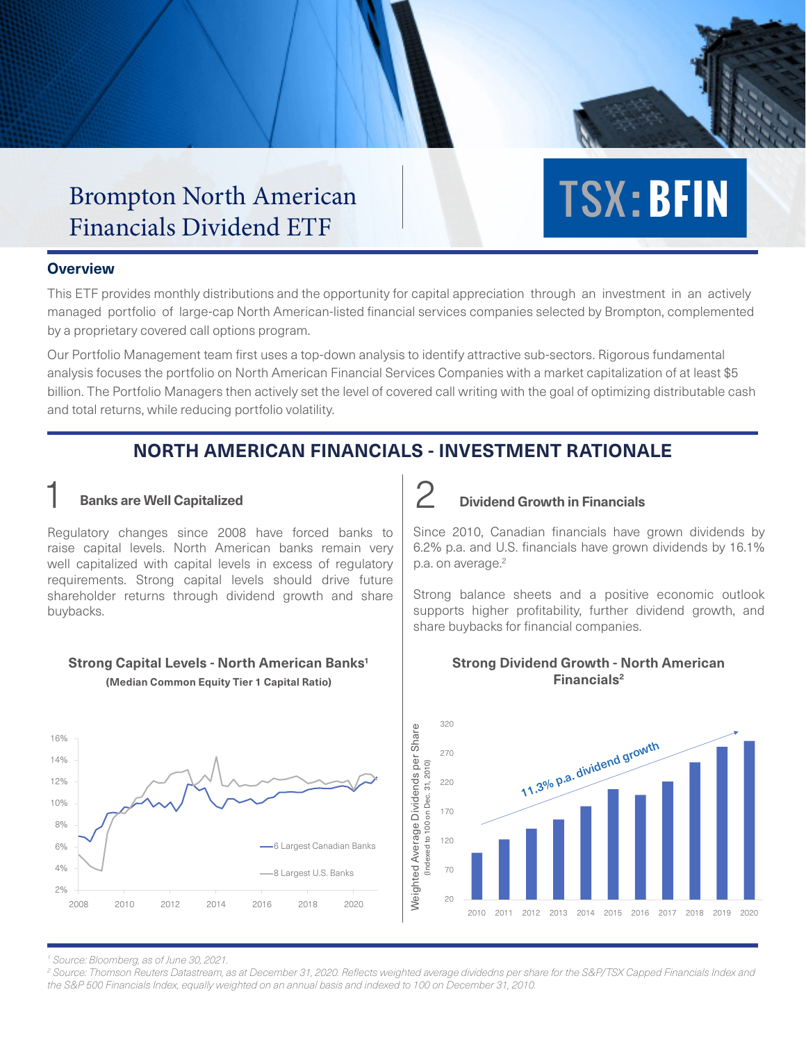# Brompton North American Financials Dividend ETF

**TSX: BFIN**

## Overview

This ETF provides monthly distributions and the opportunity for capital appreciation through an investment in an actively managed portfolio of large-cap North American-listed financial services companies selected by Brompton, complemented by a proprietary covered call options program.

Our Portfolio Management team first uses a top-down analysis to identify attractive sub-sectors. Rigorous fundamental analysis focuses the portfolio on North American Financial Services Companies with a market capitalization of at least $5 billion. The Portfolio Managers then actively set the level of covered call writing with the goal of optimizing distributable cash and total returns, while reducing portfolio volatility.

## NORTH AMERICAN FINANCIALS - INVESTMENT RATIONALE

### 1 Banks are Well Capitalized

Regulatory changes since 2008 have forced banks to raise capital levels. North American banks remain very well capitalized with capital levels in excess of regulatory requirements. Strong capital levels should drive future shareholder returns through dividend growth and share buybacks.

**Strong Capital Levels - North American Banks[1]**
**(Median Common Equity Tier 1 Capital Ratio)**

6 Largest Canadian Banks / 8 Largest U.S. Banks

### 2 Dividend Growth in Financials

Since 2010, Canadian financials have grown dividends by 6.2% p.a. and U.S. financials have grown dividends by 16.1% p.a. on average.[2]

Strong balance sheets and a positive economic outlook supports higher profitability, further dividend growth, and share buybacks for financial companies.

**Strong Dividend Growth - North American Financials[2]**

Weighted Average Dividends per Share (Indexed to 100 on Dec. 31, 2010)

11.3% p.a. dividend growth

---

[1] Source: Bloomberg, as of June 30, 2021.

[2] Source: Thomson Reuters Datastream, as at December 31, 2020. Reflects weighted average dividedns per share for the S&P/TSX Capped Financials Index and the S&P 500 Financials Index, equally weighted on an annual basis and indexed to 100 on December 31, 2010.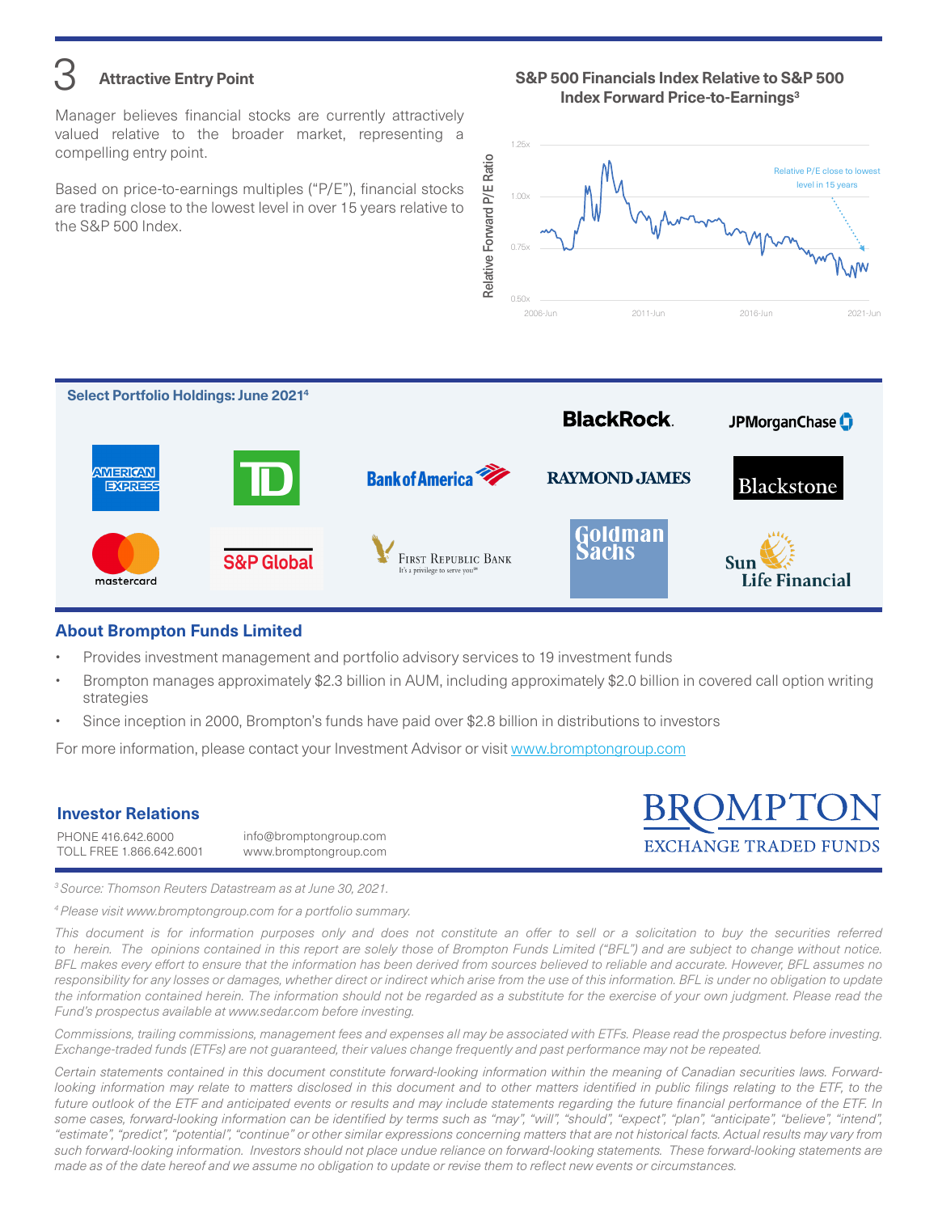## 3 Attractive Entry Point

Manager believes financial stocks are currently attractively valued relative to the broader market, representing a compelling entry point.

Based on price-to-earnings multiples ("P/E"), financial stocks are trading close to the lowest level in over 15 years relative to the S&P 500 Index.

**S&P 500 Financials Index Relative to S&P 500 Index Forward Price-to-Earnings[3]**

Relative Forward P/E Ratio

1.25x
1.00x
0.75x
0.50x

2006-Jun
2011-Jun
2016-Jun
2021-Jun

Relative P/E close to lowest level in 15 years

**Select Portfolio Holdings: June 2021[4]**

BlackRock. JPMorganChase American Express TD Bank of America Raymond James Blackstone mastercard S&P Global First Republic Bank It's a privilege to serve you Goldman Sachs Sun Life Financial

## About Brompton Funds Limited

- Provides investment management and portfolio advisory services to 19 investment funds
- Brompton manages approximately $2.3 billion in AUM, including approximately $2.0 billion in covered call option writing strategies
- Since inception in 2000, Brompton's funds have paid over $2.8 billion in distributions to investors

For more information, please contact your Investment Advisor or visit www.bromptongroup.com

### Investor Relations

PHONE 416.642.6000
TOLL FREE 1.866.642.6001

info@bromptongroup.com
www.bromptongroup.com

BROMPTON EXCHANGE TRADED FUNDS

*[3] Source: Thomson Reuters Datastream as at June 30, 2021.*

*[4] Please visit www.bromptongroup.com for a portfolio summary.*

*This document is for information purposes only and does not constitute an offer to sell or a solicitation to buy the securities referred to herein. The opinions contained in this report are solely those of Brompton Funds Limited ("BFL") and are subject to change without notice. BFL makes every effort to ensure that the information has been derived from sources believed to reliable and accurate. However, BFL assumes no responsibility for any losses or damages, whether direct or indirect which arise from the use of this information. BFL is under no obligation to update the information contained herein. The information should not be regarded as a substitute for the exercise of your own judgment. Please read the Fund's prospectus available at www.sedar.com before investing.*

*Commissions, trailing commissions, management fees and expenses all may be associated with ETFs. Please read the prospectus before investing. Exchange-traded funds (ETFs) are not guaranteed, their values change frequently and past performance may not be repeated.*

*Certain statements contained in this document constitute forward-looking information within the meaning of Canadian securities laws. Forward-looking information may relate to matters disclosed in this document and to other matters identified in public filings relating to the ETF, to the future outlook of the ETF and anticipated events or results and may include statements regarding the future financial performance of the ETF. In some cases, forward-looking information can be identified by terms such as "may", "will", "should", "expect", "plan", "anticipate", "believe", "intend", "estimate", "predict", "potential", "continue" or other similar expressions concerning matters that are not historical facts. Actual results may vary from such forward-looking information. Investors should not place undue reliance on forward-looking statements. These forward-looking statements are made as of the date hereof and we assume no obligation to update or revise them to reflect new events or circumstances.*